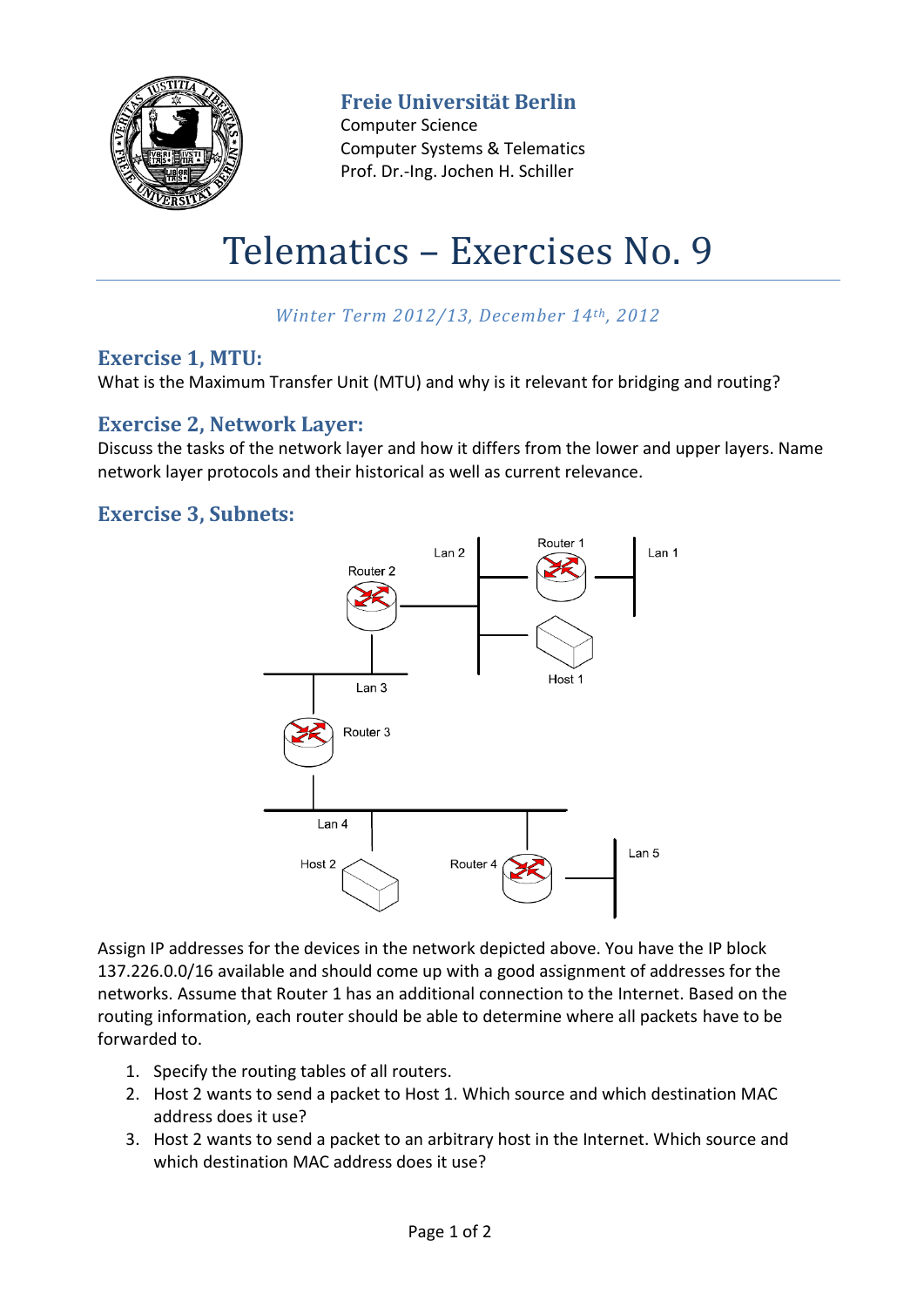**Freie Universität Berlin**
Computer Science
Computer Systems & Telematics
Prof. Dr.-Ing. Jochen H. Schiller

# Telematics – Exercises No. 9

*Winter Term 2012/13, December 14th, 2012*

## Exercise 1, MTU:

What is the Maximum Transfer Unit (MTU) and why is it relevant for bridging and routing?

## Exercise 2, Network Layer:

Discuss the tasks of the network layer and how it differs from the lower and upper layers. Name network layer protocols and their historical as well as current relevance.

## Exercise 3, Subnets:

Assign IP addresses for the devices in the network depicted above. You have the IP block 137.226.0.0/16 available and should come up with a good assignment of addresses for the networks. Assume that Router 1 has an additional connection to the Internet. Based on the routing information, each router should be able to determine where all packets have to be forwarded to.

1. Specify the routing tables of all routers.
2. Host 2 wants to send a packet to Host 1. Which source and which destination MAC address does it use?
3. Host 2 wants to send a packet to an arbitrary host in the Internet. Which source and which destination MAC address does it use?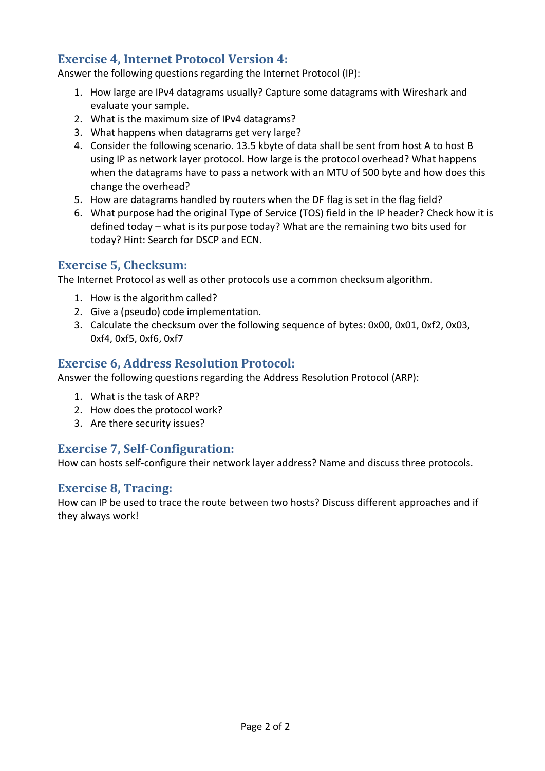## Exercise 4, Internet Protocol Version 4:

Answer the following questions regarding the Internet Protocol (IP):

1. How large are IPv4 datagrams usually? Capture some datagrams with Wireshark and evaluate your sample.
2. What is the maximum size of IPv4 datagrams?
3. What happens when datagrams get very large?
4. Consider the following scenario. 13.5 kbyte of data shall be sent from host A to host B using IP as network layer protocol. How large is the protocol overhead? What happens when the datagrams have to pass a network with an MTU of 500 byte and how does this change the overhead?
5. How are datagrams handled by routers when the DF flag is set in the flag field?
6. What purpose had the original Type of Service (TOS) field in the IP header? Check how it is defined today – what is its purpose today? What are the remaining two bits used for today? Hint: Search for DSCP and ECN.

## Exercise 5, Checksum:

The Internet Protocol as well as other protocols use a common checksum algorithm.

1. How is the algorithm called?
2. Give a (pseudo) code implementation.
3. Calculate the checksum over the following sequence of bytes: 0x00, 0x01, 0xf2, 0x03, 0xf4, 0xf5, 0xf6, 0xf7

## Exercise 6, Address Resolution Protocol:

Answer the following questions regarding the Address Resolution Protocol (ARP):

1. What is the task of ARP?
2. How does the protocol work?
3. Are there security issues?

## Exercise 7, Self-Configuration:

How can hosts self-configure their network layer address? Name and discuss three protocols.

## Exercise 8, Tracing:

How can IP be used to trace the route between two hosts? Discuss different approaches and if they always work!